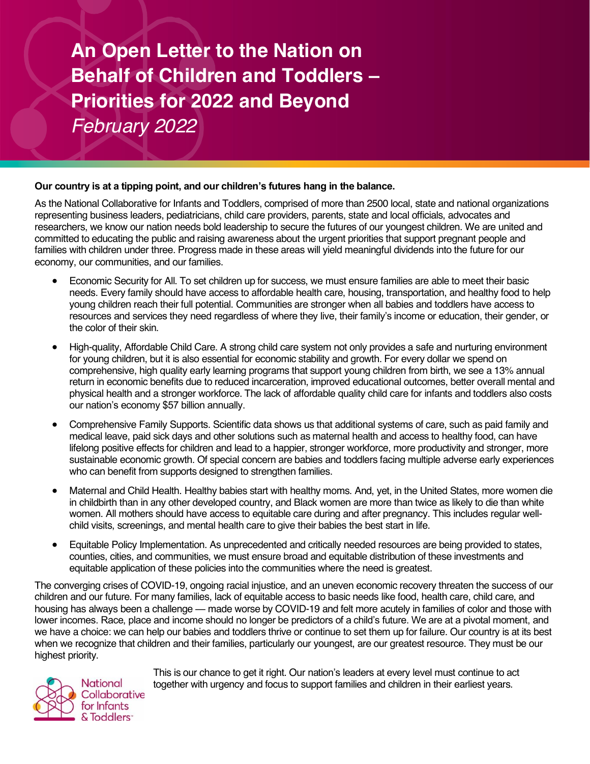# An Open Letter to the Nation on Behalf of Children and Toddlers – Priorities for 2022 and Beyond

*February 2022*

**Our country is at a tipping point, and our children's futures hang in the balance.**

As the National Collaborative for Infants and Toddlers, comprised of more than 2500 local, state and national organizations representing business leaders, pediatricians, child care providers, parents, state and local officials, advocates and researchers, we know our nation needs bold leadership to secure the futures of our youngest children. We are united and committed to educating the public and raising awareness about the urgent priorities that support pregnant people and families with children under three. Progress made in these areas will yield meaningful dividends into the future for our economy, our communities, and our families.

- Economic Security for All. To set children up for success, we must ensure families are able to meet their basic needs. Every family should have access to affordable health care, housing, transportation, and healthy food to help young children reach their full potential. Communities are stronger when all babies and toddlers have access to resources and services they need regardless of where they live, their family's income or education, their gender, or the color of their skin.
- High-quality, Affordable Child Care. A strong child care system not only provides a safe and nurturing environment for young children, but it is also essential for economic stability and growth. For every dollar we spend on comprehensive, high quality early learning programs that support young children from birth, we see a 13% annual return in economic benefits due to reduced incarceration, improved educational outcomes, better overall mental and physical health and a stronger workforce. The lack of affordable quality child care for infants and toddlers also costs our nation's economy $57 billion annually.
- Comprehensive Family Supports. Scientific data shows us that additional systems of care, such as paid family and medical leave, paid sick days and other solutions such as maternal health and access to healthy food, can have lifelong positive effects for children and lead to a happier, stronger workforce, more productivity and stronger, more sustainable economic growth. Of special concern are babies and toddlers facing multiple adverse early experiences who can benefit from supports designed to strengthen families.
- Maternal and Child Health. Healthy babies start with healthy moms. And, yet, in the United States, more women die in childbirth than in any other developed country, and Black women are more than twice as likely to die than white women. All mothers should have access to equitable care during and after pregnancy. This includes regular well-child visits, screenings, and mental health care to give their babies the best start in life.
- Equitable Policy Implementation. As unprecedented and critically needed resources are being provided to states, counties, cities, and communities, we must ensure broad and equitable distribution of these investments and equitable application of these policies into the communities where the need is greatest.

The converging crises of COVID-19, ongoing racial injustice, and an uneven economic recovery threaten the success of our children and our future. For many families, lack of equitable access to basic needs like food, health care, child care, and housing has always been a challenge — made worse by COVID-19 and felt more acutely in families of color and those with lower incomes. Race, place and income should no longer be predictors of a child's future. We are at a pivotal moment, and we have a choice: we can help our babies and toddlers thrive or continue to set them up for failure. Our country is at its best when we recognize that children and their families, particularly our youngest, are our greatest resource. They must be our highest priority.

This is our chance to get it right. Our nation's leaders at every level must continue to act together with urgency and focus to support families and children in their earliest years.

National Collaborative for Infants & Toddlers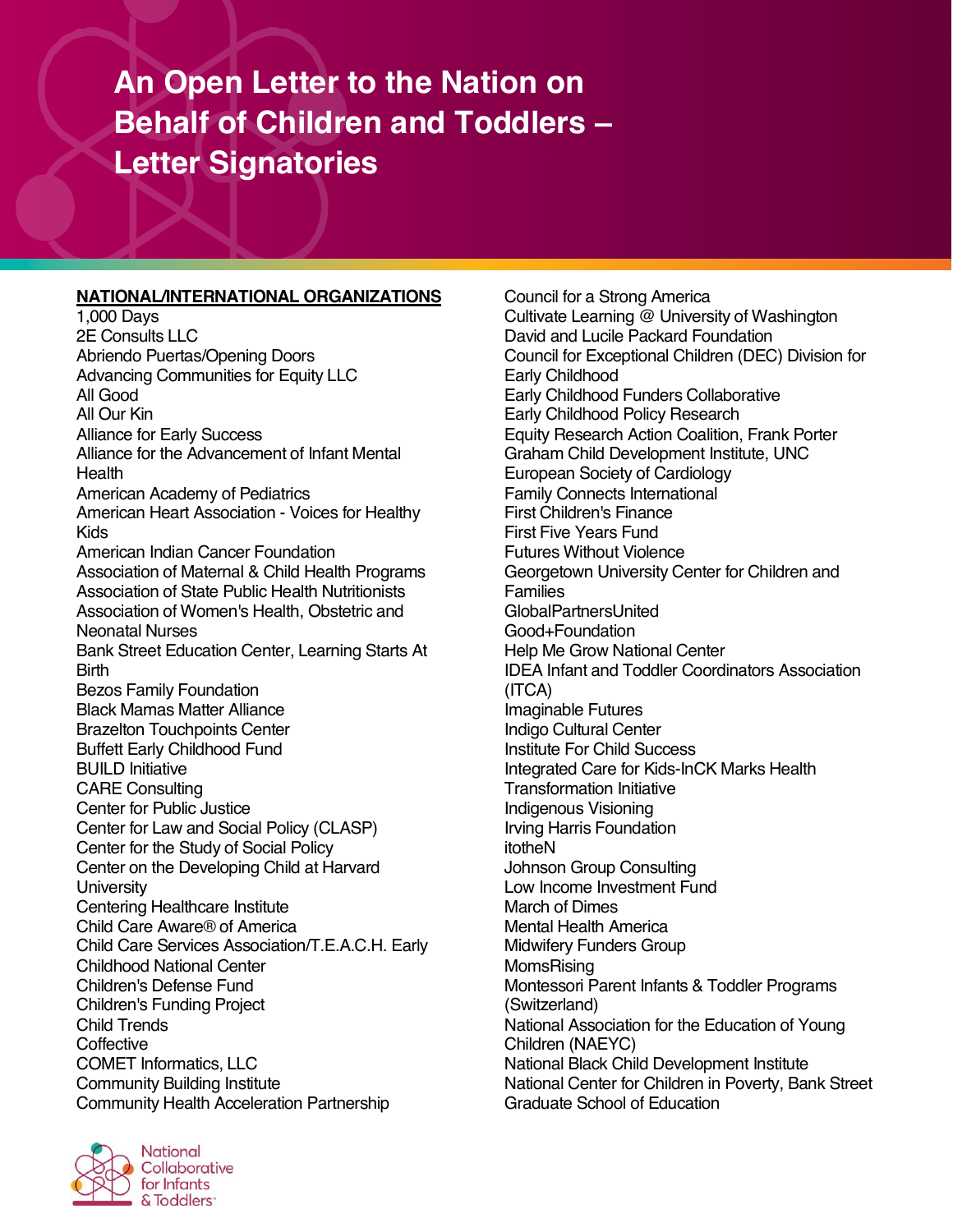# An Open Letter to the Nation on Behalf of Children and Toddlers – Letter Signatories

**NATIONAL/INTERNATIONAL ORGANIZATIONS**

1,000 Days
2E Consults LLC
Abriendo Puertas/Opening Doors
Advancing Communities for Equity LLC
All Good
All Our Kin
Alliance for Early Success
Alliance for the Advancement of Infant Mental Health
American Academy of Pediatrics
American Heart Association - Voices for Healthy Kids
American Indian Cancer Foundation
Association of Maternal & Child Health Programs
Association of State Public Health Nutritionists
Association of Women's Health, Obstetric and Neonatal Nurses
Bank Street Education Center, Learning Starts At Birth
Bezos Family Foundation
Black Mamas Matter Alliance
Brazelton Touchpoints Center
Buffett Early Childhood Fund
BUILD Initiative
CARE Consulting
Center for Public Justice
Center for Law and Social Policy (CLASP)
Center for the Study of Social Policy
Center on the Developing Child at Harvard University
Centering Healthcare Institute
Child Care Aware® of America
Child Care Services Association/T.E.A.C.H. Early Childhood National Center
Children's Defense Fund
Children's Funding Project
Child Trends
Coffective
COMET Informatics, LLC
Community Building Institute
Community Health Acceleration Partnership
Council for a Strong America
Cultivate Learning @ University of Washington
David and Lucile Packard Foundation
Council for Exceptional Children (DEC) Division for Early Childhood
Early Childhood Funders Collaborative
Early Childhood Policy Research
Equity Research Action Coalition, Frank Porter Graham Child Development Institute, UNC
European Society of Cardiology
Family Connects International
First Children's Finance
First Five Years Fund
Futures Without Violence
Georgetown University Center for Children and Families
GlobalPartnersUnited
Good+Foundation
Help Me Grow National Center
IDEA Infant and Toddler Coordinators Association (ITCA)
Imaginable Futures
Indigo Cultural Center
Institute For Child Success
Integrated Care for Kids-InCK Marks Health Transformation Initiative
Indigenous Visioning
Irving Harris Foundation
itotheN
Johnson Group Consulting
Low Income Investment Fund
March of Dimes
Mental Health America
Midwifery Funders Group
MomsRising
Montessori Parent Infants & Toddler Programs (Switzerland)
National Association for the Education of Young Children (NAEYC)
National Black Child Development Institute
National Center for Children in Poverty, Bank Street Graduate School of Education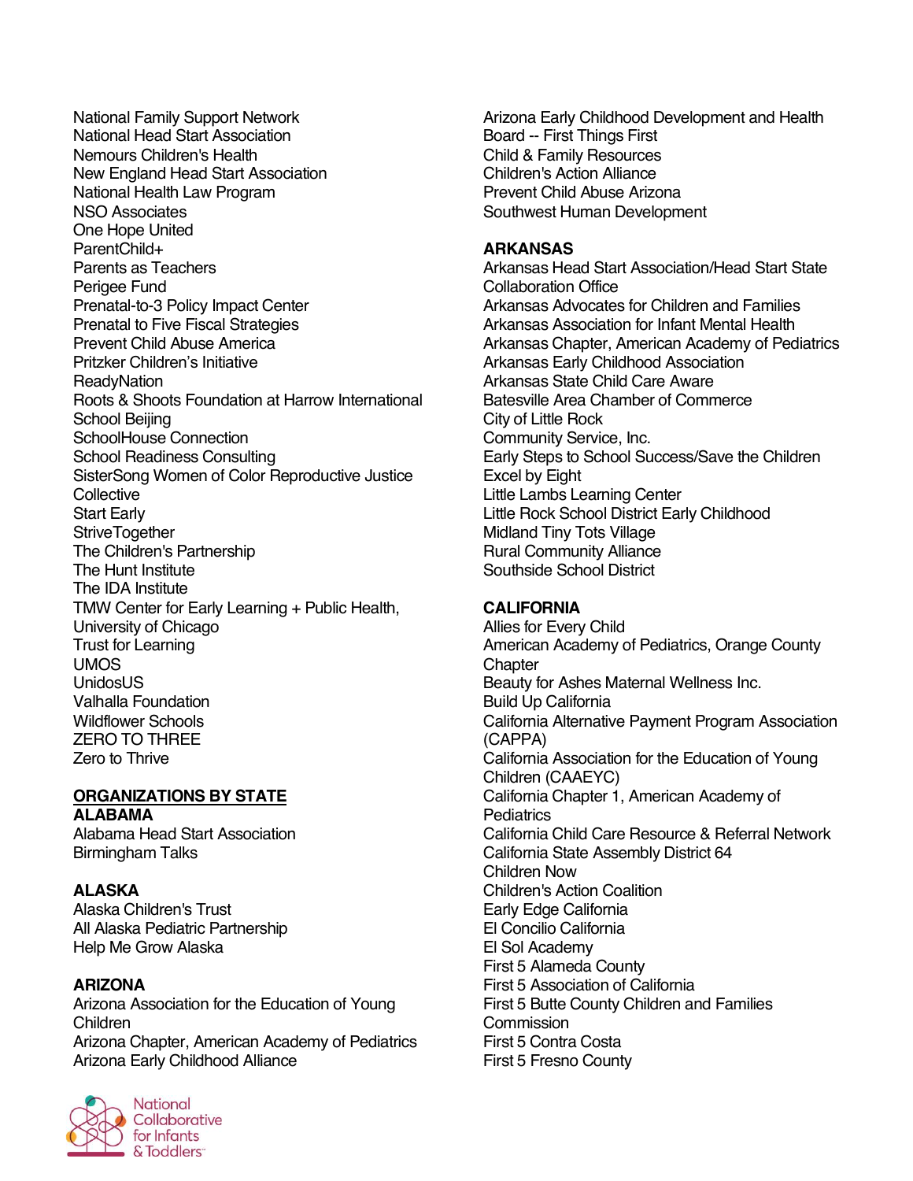National Family Support Network
National Head Start Association
Nemours Children's Health
New England Head Start Association
National Health Law Program
NSO Associates
One Hope United
ParentChild+
Parents as Teachers
Perigee Fund
Prenatal-to-3 Policy Impact Center
Prenatal to Five Fiscal Strategies
Prevent Child Abuse America
Pritzker Children's Initiative
ReadyNation
Roots & Shoots Foundation at Harrow International School Beijing
SchoolHouse Connection
School Readiness Consulting
SisterSong Women of Color Reproductive Justice Collective
Start Early
StriveTogether
The Children's Partnership
The Hunt Institute
The IDA Institute
TMW Center for Early Learning + Public Health, University of Chicago
Trust for Learning
UMOS
UnidosUS
Valhalla Foundation
Wildflower Schools
ZERO TO THREE
Zero to Thrive

## ORGANIZATIONS BY STATE

**ALABAMA**
Alabama Head Start Association
Birmingham Talks

**ALASKA**
Alaska Children's Trust
All Alaska Pediatric Partnership
Help Me Grow Alaska

**ARIZONA**
Arizona Association for the Education of Young Children
Arizona Chapter, American Academy of Pediatrics
Arizona Early Childhood Alliance
Arizona Early Childhood Development and Health Board -- First Things First
Child & Family Resources
Children's Action Alliance
Prevent Child Abuse Arizona
Southwest Human Development

**ARKANSAS**
Arkansas Head Start Association/Head Start State Collaboration Office
Arkansas Advocates for Children and Families
Arkansas Association for Infant Mental Health
Arkansas Chapter, American Academy of Pediatrics
Arkansas Early Childhood Association
Arkansas State Child Care Aware
Batesville Area Chamber of Commerce
City of Little Rock
Community Service, Inc.
Early Steps to School Success/Save the Children
Excel by Eight
Little Lambs Learning Center
Little Rock School District Early Childhood
Midland Tiny Tots Village
Rural Community Alliance
Southside School District

**CALIFORNIA**
Allies for Every Child
American Academy of Pediatrics, Orange County Chapter
Beauty for Ashes Maternal Wellness Inc.
Build Up California
California Alternative Payment Program Association (CAPPA)
California Association for the Education of Young Children (CAAEYC)
California Chapter 1, American Academy of Pediatrics
California Child Care Resource & Referral Network
California State Assembly District 64
Children Now
Children's Action Coalition
Early Edge California
El Concilio California
El Sol Academy
First 5 Alameda County
First 5 Association of California
First 5 Butte County Children and Families Commission
First 5 Contra Costa
First 5 Fresno County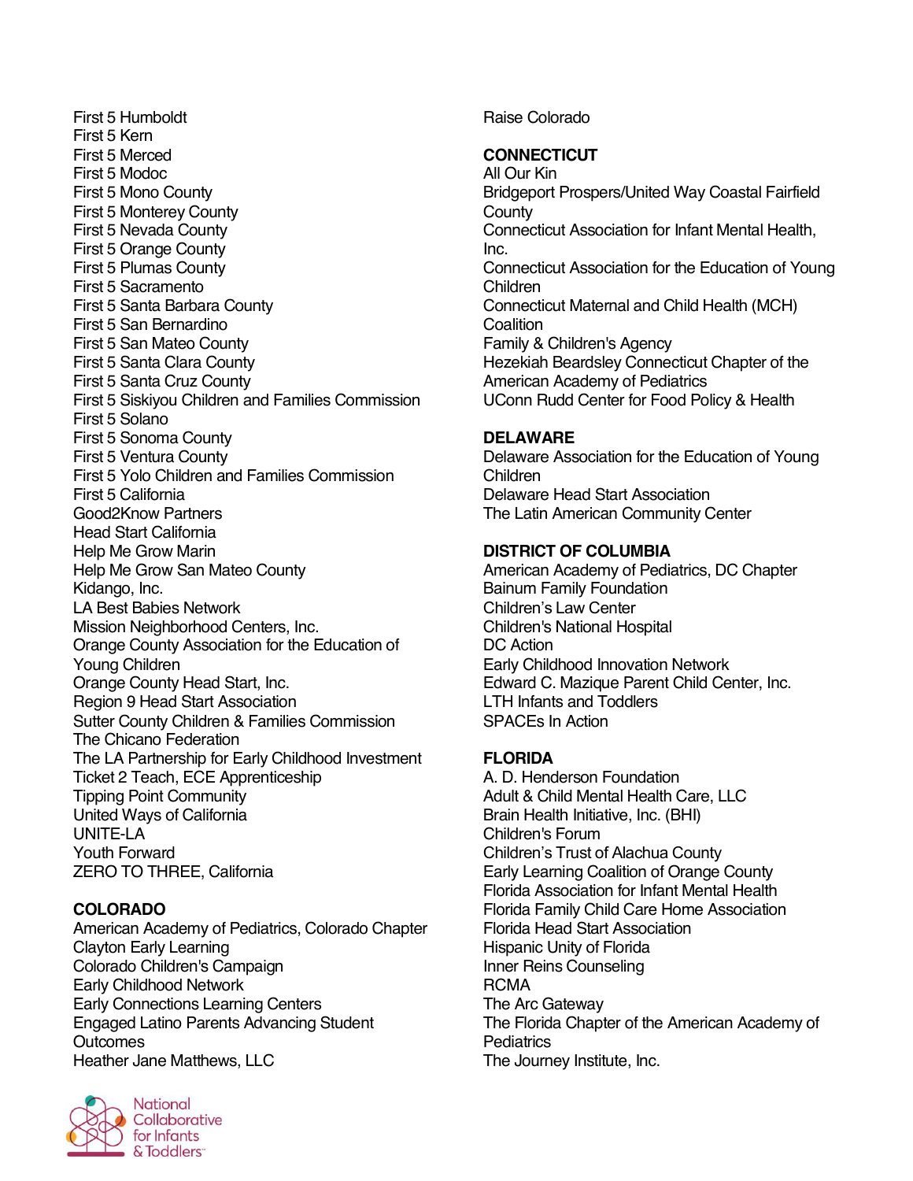First 5 Humboldt
First 5 Kern
First 5 Merced
First 5 Modoc
First 5 Mono County
First 5 Monterey County
First 5 Nevada County
First 5 Orange County
First 5 Plumas County
First 5 Sacramento
First 5 Santa Barbara County
First 5 San Bernardino
First 5 San Mateo County
First 5 Santa Clara County
First 5 Santa Cruz County
First 5 Siskiyou Children and Families Commission
First 5 Solano
First 5 Sonoma County
First 5 Ventura County
First 5 Yolo Children and Families Commission
First 5 California
Good2Know Partners
Head Start California
Help Me Grow Marin
Help Me Grow San Mateo County
Kidango, Inc.
LA Best Babies Network
Mission Neighborhood Centers, Inc.
Orange County Association for the Education of Young Children
Orange County Head Start, Inc.
Region 9 Head Start Association
Sutter County Children & Families Commission
The Chicano Federation
The LA Partnership for Early Childhood Investment
Ticket 2 Teach, ECE Apprenticeship
Tipping Point Community
United Ways of California
UNITE-LA
Youth Forward
ZERO TO THREE, California

**COLORADO**
American Academy of Pediatrics, Colorado Chapter
Clayton Early Learning
Colorado Children's Campaign
Early Childhood Network
Early Connections Learning Centers
Engaged Latino Parents Advancing Student Outcomes
Heather Jane Matthews, LLC
Raise Colorado

**CONNECTICUT**
All Our Kin
Bridgeport Prospers/United Way Coastal Fairfield County
Connecticut Association for Infant Mental Health, Inc.
Connecticut Association for the Education of Young Children
Connecticut Maternal and Child Health (MCH) Coalition
Family & Children's Agency
Hezekiah Beardsley Connecticut Chapter of the American Academy of Pediatrics
UConn Rudd Center for Food Policy & Health

**DELAWARE**
Delaware Association for the Education of Young Children
Delaware Head Start Association
The Latin American Community Center

**DISTRICT OF COLUMBIA**
American Academy of Pediatrics, DC Chapter
Bainum Family Foundation
Children's Law Center
Children's National Hospital
DC Action
Early Childhood Innovation Network
Edward C. Mazique Parent Child Center, Inc.
LTH Infants and Toddlers
SPACEs In Action

**FLORIDA**
A. D. Henderson Foundation
Adult & Child Mental Health Care, LLC
Brain Health Initiative, Inc. (BHI)
Children's Forum
Children's Trust of Alachua County
Early Learning Coalition of Orange County
Florida Association for Infant Mental Health
Florida Family Child Care Home Association
Florida Head Start Association
Hispanic Unity of Florida
Inner Reins Counseling
RCMA
The Arc Gateway
The Florida Chapter of the American Academy of Pediatrics
The Journey Institute, Inc.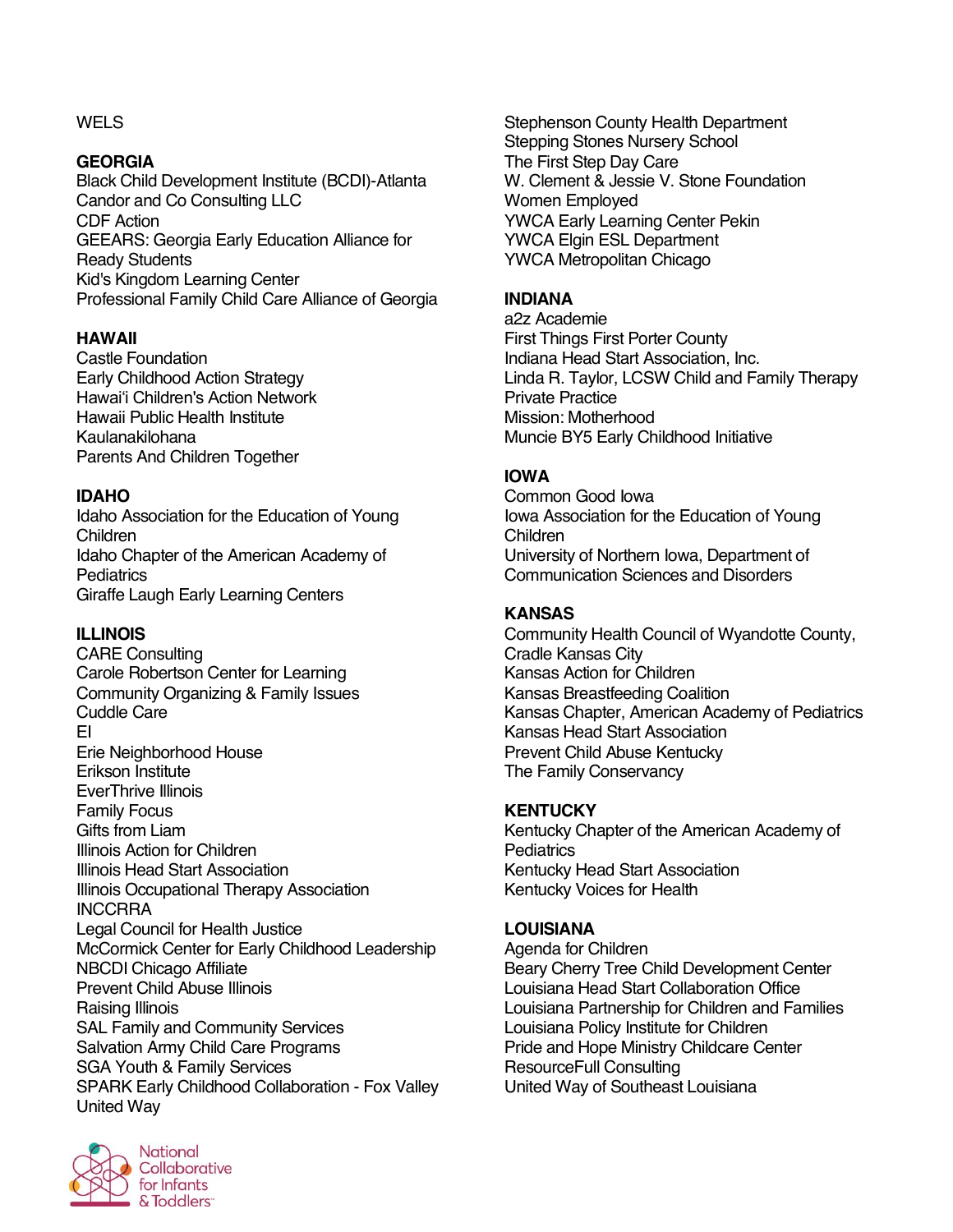WELS

**GEORGIA**

Black Child Development Institute (BCDI)-Atlanta
Candor and Co Consulting LLC
CDF Action
GEEARS: Georgia Early Education Alliance for Ready Students
Kid's Kingdom Learning Center
Professional Family Child Care Alliance of Georgia

**HAWAII**

Castle Foundation
Early Childhood Action Strategy
Hawaiʻi Children's Action Network
Hawaii Public Health Institute
Kaulanakilohana
Parents And Children Together

**IDAHO**

Idaho Association for the Education of Young Children
Idaho Chapter of the American Academy of Pediatrics
Giraffe Laugh Early Learning Centers

**ILLINOIS**

CARE Consulting
Carole Robertson Center for Learning
Community Organizing & Family Issues
Cuddle Care
EI
Erie Neighborhood House
Erikson Institute
EverThrive Illinois
Family Focus
Gifts from Liam
Illinois Action for Children
Illinois Head Start Association
Illinois Occupational Therapy Association
INCCRRA
Legal Council for Health Justice
McCormick Center for Early Childhood Leadership
NBCDI Chicago Affiliate
Prevent Child Abuse Illinois
Raising Illinois
SAL Family and Community Services
Salvation Army Child Care Programs
SGA Youth & Family Services
SPARK Early Childhood Collaboration - Fox Valley United Way
Stephenson County Health Department
Stepping Stones Nursery School
The First Step Day Care
W. Clement & Jessie V. Stone Foundation
Women Employed
YWCA Early Learning Center Pekin
YWCA Elgin ESL Department
YWCA Metropolitan Chicago

**INDIANA**

a2z Academie
First Things First Porter County
Indiana Head Start Association, Inc.
Linda R. Taylor, LCSW Child and Family Therapy Private Practice
Mission: Motherhood
Muncie BY5 Early Childhood Initiative

**IOWA**

Common Good Iowa
Iowa Association for the Education of Young Children
University of Northern Iowa, Department of Communication Sciences and Disorders

**KANSAS**

Community Health Council of Wyandotte County,
Cradle Kansas City
Kansas Action for Children
Kansas Breastfeeding Coalition
Kansas Chapter, American Academy of Pediatrics
Kansas Head Start Association
Prevent Child Abuse Kentucky
The Family Conservancy

**KENTUCKY**

Kentucky Chapter of the American Academy of Pediatrics
Kentucky Head Start Association
Kentucky Voices for Health

**LOUISIANA**

Agenda for Children
Beary Cherry Tree Child Development Center
Louisiana Head Start Collaboration Office
Louisiana Partnership for Children and Families
Louisiana Policy Institute for Children
Pride and Hope Ministry Childcare Center
ResourceFull Consulting
United Way of Southeast Louisiana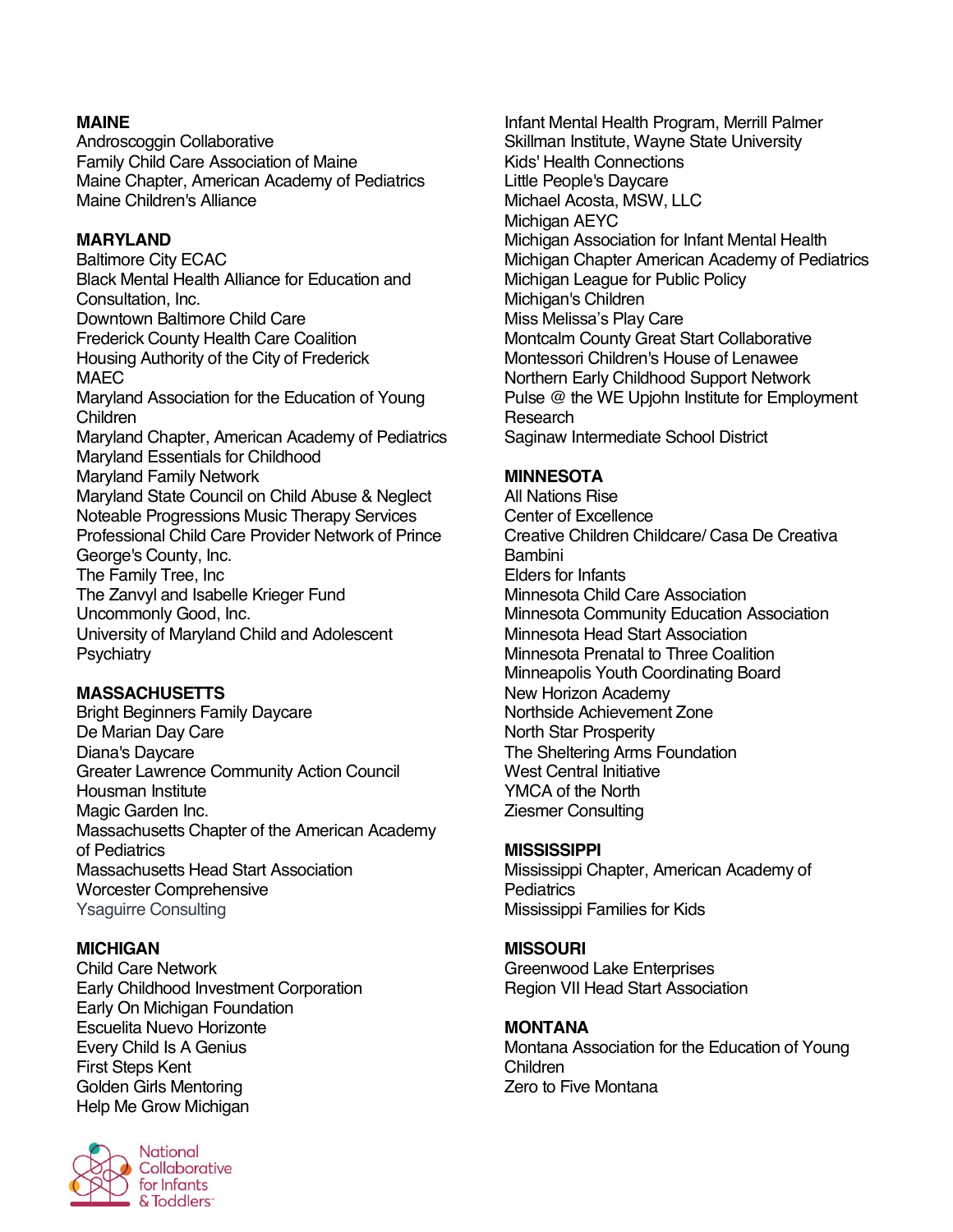**MAINE**

Androscoggin Collaborative
Family Child Care Association of Maine
Maine Chapter, American Academy of Pediatrics
Maine Children's Alliance

**MARYLAND**

Baltimore City ECAC
Black Mental Health Alliance for Education and Consultation, Inc.
Downtown Baltimore Child Care
Frederick County Health Care Coalition
Housing Authority of the City of Frederick
MAEC
Maryland Association for the Education of Young Children
Maryland Chapter, American Academy of Pediatrics
Maryland Essentials for Childhood
Maryland Family Network
Maryland State Council on Child Abuse & Neglect
Noteable Progressions Music Therapy Services
Professional Child Care Provider Network of Prince George's County, Inc.
The Family Tree, Inc
The Zanvyl and Isabelle Krieger Fund
Uncommonly Good, Inc.
University of Maryland Child and Adolescent Psychiatry

**MASSACHUSETTS**

Bright Beginners Family Daycare
De Marian Day Care
Diana's Daycare
Greater Lawrence Community Action Council
Housman Institute
Magic Garden Inc.
Massachusetts Chapter of the American Academy of Pediatrics
Massachusetts Head Start Association
Worcester Comprehensive
Ysaguirre Consulting

**MICHIGAN**

Child Care Network
Early Childhood Investment Corporation
Early On Michigan Foundation
Escuelita Nuevo Horizonte
Every Child Is A Genius
First Steps Kent
Golden Girls Mentoring
Help Me Grow Michigan
Infant Mental Health Program, Merrill Palmer Skillman Institute, Wayne State University
Kids' Health Connections
Little People's Daycare
Michael Acosta, MSW, LLC
Michigan AEYC
Michigan Association for Infant Mental Health
Michigan Chapter American Academy of Pediatrics
Michigan League for Public Policy
Michigan's Children
Miss Melissa's Play Care
Montcalm County Great Start Collaborative
Montessori Children's House of Lenawee
Northern Early Childhood Support Network
Pulse @ the WE Upjohn Institute for Employment Research
Saginaw Intermediate School District

**MINNESOTA**

All Nations Rise
Center of Excellence
Creative Children Childcare/ Casa De Creativa Bambini
Elders for Infants
Minnesota Child Care Association
Minnesota Community Education Association
Minnesota Head Start Association
Minnesota Prenatal to Three Coalition
Minneapolis Youth Coordinating Board
New Horizon Academy
Northside Achievement Zone
North Star Prosperity
The Sheltering Arms Foundation
West Central Initiative
YMCA of the North
Ziesmer Consulting

**MISSISSIPPI**

Mississippi Chapter, American Academy of Pediatrics
Mississippi Families for Kids

**MISSOURI**

Greenwood Lake Enterprises
Region VII Head Start Association

**MONTANA**

Montana Association for the Education of Young Children
Zero to Five Montana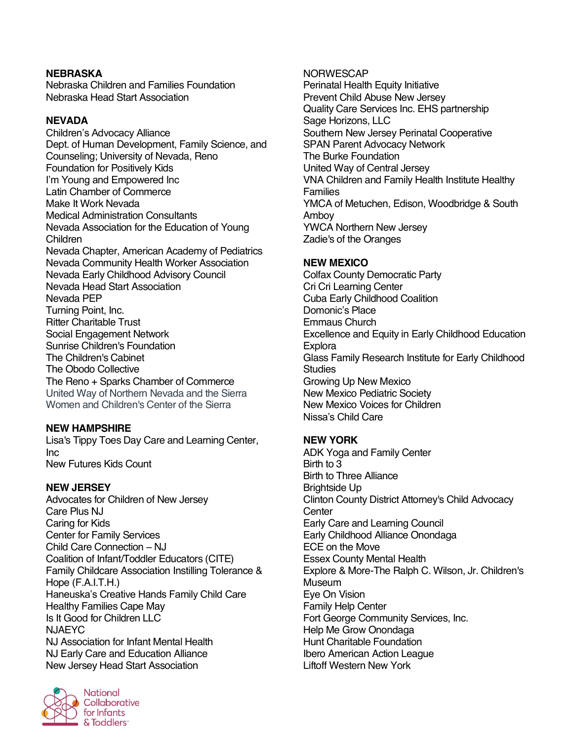## NEBRASKA

Nebraska Children and Families Foundation
Nebraska Head Start Association

## NEVADA

Children's Advocacy Alliance
Dept. of Human Development, Family Science, and Counseling; University of Nevada, Reno
Foundation for Positively Kids
I'm Young and Empowered Inc
Latin Chamber of Commerce
Make It Work Nevada
Medical Administration Consultants
Nevada Association for the Education of Young Children
Nevada Chapter, American Academy of Pediatrics
Nevada Community Health Worker Association
Nevada Early Childhood Advisory Council
Nevada Head Start Association
Nevada PEP
Turning Point, Inc.
Ritter Charitable Trust
Social Engagement Network
Sunrise Children's Foundation
The Children's Cabinet
The Obodo Collective
The Reno + Sparks Chamber of Commerce
United Way of Northern Nevada and the Sierra
Women and Children's Center of the Sierra

## NEW HAMPSHIRE

Lisa's Tippy Toes Day Care and Learning Center, Inc
New Futures Kids Count

## NEW JERSEY

Advocates for Children of New Jersey
Care Plus NJ
Caring for Kids
Center for Family Services
Child Care Connection – NJ
Coalition of Infant/Toddler Educators (CITE)
Family Childcare Association Instilling Tolerance & Hope (F.A.I.T.H.)
Haneuska's Creative Hands Family Child Care
Healthy Families Cape May
Is It Good for Children LLC
NJAEYC
NJ Association for Infant Mental Health
NJ Early Care and Education Alliance
New Jersey Head Start Association
NORWESCAP
Perinatal Health Equity Initiative
Prevent Child Abuse New Jersey
Quality Care Services Inc. EHS partnership
Sage Horizons, LLC
Southern New Jersey Perinatal Cooperative
SPAN Parent Advocacy Network
The Burke Foundation
United Way of Central Jersey
VNA Children and Family Health Institute Healthy Families
YMCA of Metuchen, Edison, Woodbridge & South Amboy
YWCA Northern New Jersey
Zadie's of the Oranges

## NEW MEXICO

Colfax County Democratic Party
Cri Cri Learning Center
Cuba Early Childhood Coalition
Domonic's Place
Emmaus Church
Excellence and Equity in Early Childhood Education
Explora
Glass Family Research Institute for Early Childhood Studies
Growing Up New Mexico
New Mexico Pediatric Society
New Mexico Voices for Children
Nissa's Child Care

## NEW YORK

ADK Yoga and Family Center
Birth to 3
Birth to Three Alliance
Brightside Up
Clinton County District Attorney's Child Advocacy Center
Early Care and Learning Council
Early Childhood Alliance Onondaga
ECE on the Move
Essex County Mental Health
Explore & More-The Ralph C. Wilson, Jr. Children's Museum
Eye On Vision
Family Help Center
Fort George Community Services, Inc.
Help Me Grow Onondaga
Hunt Charitable Foundation
Ibero American Action League
Liftoff Western New York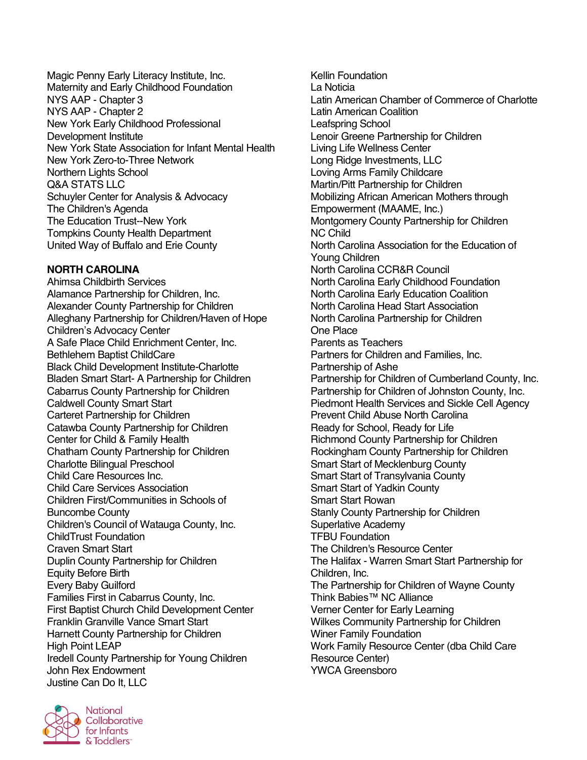Magic Penny Early Literacy Institute, Inc.
Maternity and Early Childhood Foundation
NYS AAP - Chapter 3
NYS AAP - Chapter 2
New York Early Childhood Professional Development Institute
New York State Association for Infant Mental Health
New York Zero-to-Three Network
Northern Lights School
Q&A STATS LLC
Schuyler Center for Analysis & Advocacy
The Children's Agenda
The Education Trust--New York
Tompkins County Health Department
United Way of Buffalo and Erie County

**NORTH CAROLINA**

Ahimsa Childbirth Services
Alamance Partnership for Children, Inc.
Alexander County Partnership for Children
Alleghany Partnership for Children/Haven of Hope Children's Advocacy Center
A Safe Place Child Enrichment Center, Inc.
Bethlehem Baptist ChildCare
Black Child Development Institute-Charlotte
Bladen Smart Start- A Partnership for Children
Cabarrus County Partnership for Children
Caldwell County Smart Start
Carteret Partnership for Children
Catawba County Partnership for Children
Center for Child & Family Health
Chatham County Partnership for Children
Charlotte Bilingual Preschool
Child Care Resources Inc.
Child Care Services Association
Children First/Communities in Schools of Buncombe County
Children's Council of Watauga County, Inc.
ChildTrust Foundation
Craven Smart Start
Duplin County Partnership for Children
Equity Before Birth
Every Baby Guilford
Families First in Cabarrus County, Inc.
First Baptist Church Child Development Center
Franklin Granville Vance Smart Start
Harnett County Partnership for Children
High Point LEAP
Iredell County Partnership for Young Children
John Rex Endowment
Justine Can Do It, LLC
Kellin Foundation
La Noticia
Latin American Chamber of Commerce of Charlotte
Latin American Coalition
Leafspring School
Lenoir Greene Partnership for Children
Living Life Wellness Center
Long Ridge Investments, LLC
Loving Arms Family Childcare
Martin/Pitt Partnership for Children
Mobilizing African American Mothers through Empowerment (MAAME, Inc.)
Montgomery County Partnership for Children
NC Child
North Carolina Association for the Education of Young Children
North Carolina CCR&R Council
North Carolina Early Childhood Foundation
North Carolina Early Education Coalition
North Carolina Head Start Association
North Carolina Partnership for Children
One Place
Parents as Teachers
Partners for Children and Families, Inc.
Partnership of Ashe
Partnership for Children of Cumberland County, Inc.
Partnership for Children of Johnston County, Inc.
Piedmont Health Services and Sickle Cell Agency
Prevent Child Abuse North Carolina
Ready for School, Ready for Life
Richmond County Partnership for Children
Rockingham County Partnership for Children
Smart Start of Mecklenburg County
Smart Start of Transylvania County
Smart Start of Yadkin County
Smart Start Rowan
Stanly County Partnership for Children
Superlative Academy
TFBU Foundation
The Children's Resource Center
The Halifax - Warren Smart Start Partnership for Children, Inc.
The Partnership for Children of Wayne County
Think Babies™ NC Alliance
Verner Center for Early Learning
Wilkes Community Partnership for Children
Winer Family Foundation
Work Family Resource Center (dba Child Care Resource Center)
YWCA Greensboro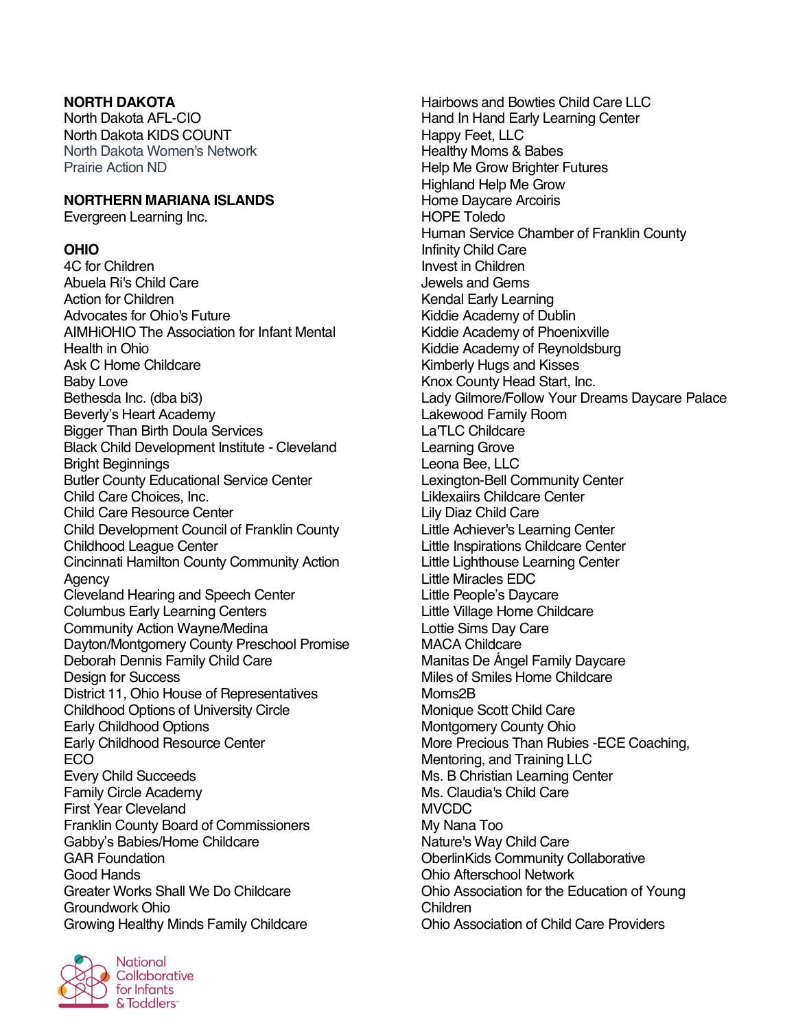**NORTH DAKOTA**

North Dakota AFL-CIO
North Dakota KIDS COUNT
North Dakota Women's Network
Prairie Action ND

**NORTHERN MARIANA ISLANDS**

Evergreen Learning Inc.

**OHIO**

4C for Children
Abuela Ri's Child Care
Action for Children
Advocates for Ohio's Future
AIMHiOHIO The Association for Infant Mental Health in Ohio
Ask C Home Childcare
Baby Love
Bethesda Inc. (dba bi3)
Beverly's Heart Academy
Bigger Than Birth Doula Services
Black Child Development Institute - Cleveland
Bright Beginnings
Butler County Educational Service Center
Child Care Choices, Inc.
Child Care Resource Center
Child Development Council of Franklin County
Childhood League Center
Cincinnati Hamilton County Community Action Agency
Cleveland Hearing and Speech Center
Columbus Early Learning Centers
Community Action Wayne/Medina
Dayton/Montgomery County Preschool Promise
Deborah Dennis Family Child Care
Design for Success
District 11, Ohio House of Representatives
Childhood Options of University Circle
Early Childhood Options
Early Childhood Resource Center
ECO
Every Child Succeeds
Family Circle Academy
First Year Cleveland
Franklin County Board of Commissioners
Gabby's Babies/Home Childcare
GAR Foundation
Good Hands
Greater Works Shall We Do Childcare
Groundwork Ohio
Growing Healthy Minds Family Childcare
Hairbows and Bowties Child Care LLC
Hand In Hand Early Learning Center
Happy Feet, LLC
Healthy Moms & Babes
Help Me Grow Brighter Futures
Highland Help Me Grow
Home Daycare Arcoiris
HOPE Toledo
Human Service Chamber of Franklin County
Infinity Child Care
Invest in Children
Jewels and Gems
Kendal Early Learning
Kiddie Academy of Dublin
Kiddie Academy of Phoenixville
Kiddie Academy of Reynoldsburg
Kimberly Hugs and Kisses
Knox County Head Start, Inc.
Lady Gilmore/Follow Your Dreams Daycare Palace
Lakewood Family Room
La'TLC Childcare
Learning Grove
Leona Bee, LLC
Lexington-Bell Community Center
Liklexaiirs Childcare Center
Lily Diaz Child Care
Little Achiever's Learning Center
Little Inspirations Childcare Center
Little Lighthouse Learning Center
Little Miracles EDC
Little People's Daycare
Little Village Home Childcare
Lottie Sims Day Care
MACA Childcare
Manitas De Ángel Family Daycare
Miles of Smiles Home Childcare
Moms2B
Monique Scott Child Care
Montgomery County Ohio
More Precious Than Rubies -ECE Coaching, Mentoring, and Training LLC
Ms. B Christian Learning Center
Ms. Claudia's Child Care
MVCDC
My Nana Too
Nature's Way Child Care
OberlinKids Community Collaborative
Ohio Afterschool Network
Ohio Association for the Education of Young Children
Ohio Association of Child Care Providers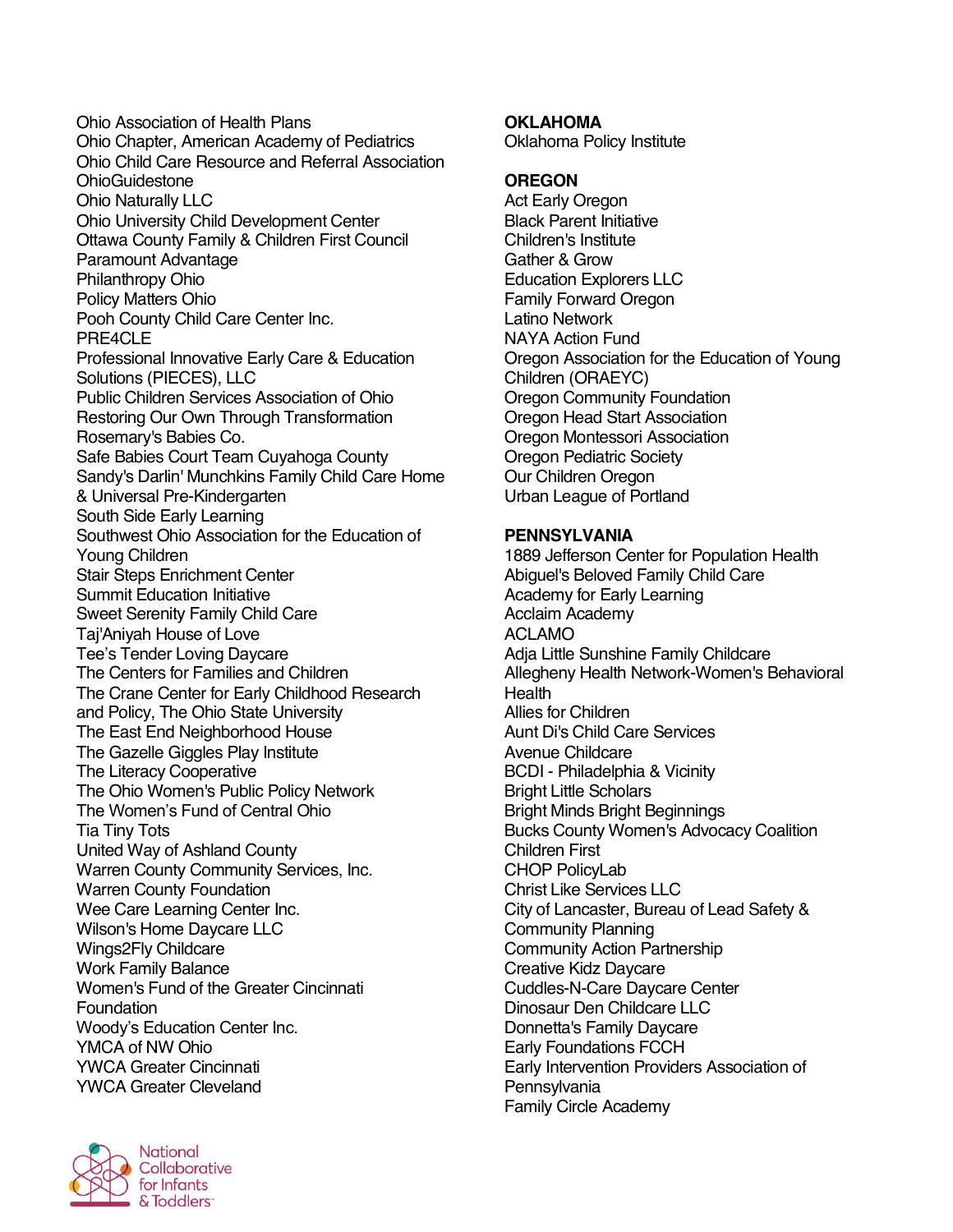Ohio Association of Health Plans
Ohio Chapter, American Academy of Pediatrics
Ohio Child Care Resource and Referral Association
OhioGuidestone
Ohio Naturally LLC
Ohio University Child Development Center
Ottawa County Family & Children First Council
Paramount Advantage
Philanthropy Ohio
Policy Matters Ohio
Pooh County Child Care Center Inc.
PRE4CLE
Professional Innovative Early Care & Education Solutions (PIECES), LLC
Public Children Services Association of Ohio
Restoring Our Own Through Transformation
Rosemary's Babies Co.
Safe Babies Court Team Cuyahoga County
Sandy's Darlin' Munchkins Family Child Care Home & Universal Pre-Kindergarten
South Side Early Learning
Southwest Ohio Association for the Education of Young Children
Stair Steps Enrichment Center
Summit Education Initiative
Sweet Serenity Family Child Care
Taj'Aniyah House of Love
Tee's Tender Loving Daycare
The Centers for Families and Children
The Crane Center for Early Childhood Research and Policy, The Ohio State University
The East End Neighborhood House
The Gazelle Giggles Play Institute
The Literacy Cooperative
The Ohio Women's Public Policy Network
The Women's Fund of Central Ohio
Tia Tiny Tots
United Way of Ashland County
Warren County Community Services, Inc.
Warren County Foundation
Wee Care Learning Center Inc.
Wilson's Home Daycare LLC
Wings2Fly Childcare
Work Family Balance
Women's Fund of the Greater Cincinnati Foundation
Woody's Education Center Inc.
YMCA of NW Ohio
YWCA Greater Cincinnati
YWCA Greater Cleveland

**OKLAHOMA**
Oklahoma Policy Institute

**OREGON**
Act Early Oregon
Black Parent Initiative
Children's Institute
Gather & Grow
Education Explorers LLC
Family Forward Oregon
Latino Network
NAYA Action Fund
Oregon Association for the Education of Young Children (ORAEYC)
Oregon Community Foundation
Oregon Head Start Association
Oregon Montessori Association
Oregon Pediatric Society
Our Children Oregon
Urban League of Portland

**PENNSYLVANIA**
1889 Jefferson Center for Population Health
Abiguel's Beloved Family Child Care
Academy for Early Learning
Acclaim Academy
ACLAMO
Adja Little Sunshine Family Childcare
Allegheny Health Network-Women's Behavioral Health
Allies for Children
Aunt Di's Child Care Services
Avenue Childcare
BCDI - Philadelphia & Vicinity
Bright Little Scholars
Bright Minds Bright Beginnings
Bucks County Women's Advocacy Coalition
Children First
CHOP PolicyLab
Christ Like Services LLC
City of Lancaster, Bureau of Lead Safety & Community Planning
Community Action Partnership
Creative Kidz Daycare
Cuddles-N-Care Daycare Center
Dinosaur Den Childcare LLC
Donnetta's Family Daycare
Early Foundations FCCH
Early Intervention Providers Association of Pennsylvania
Family Circle Academy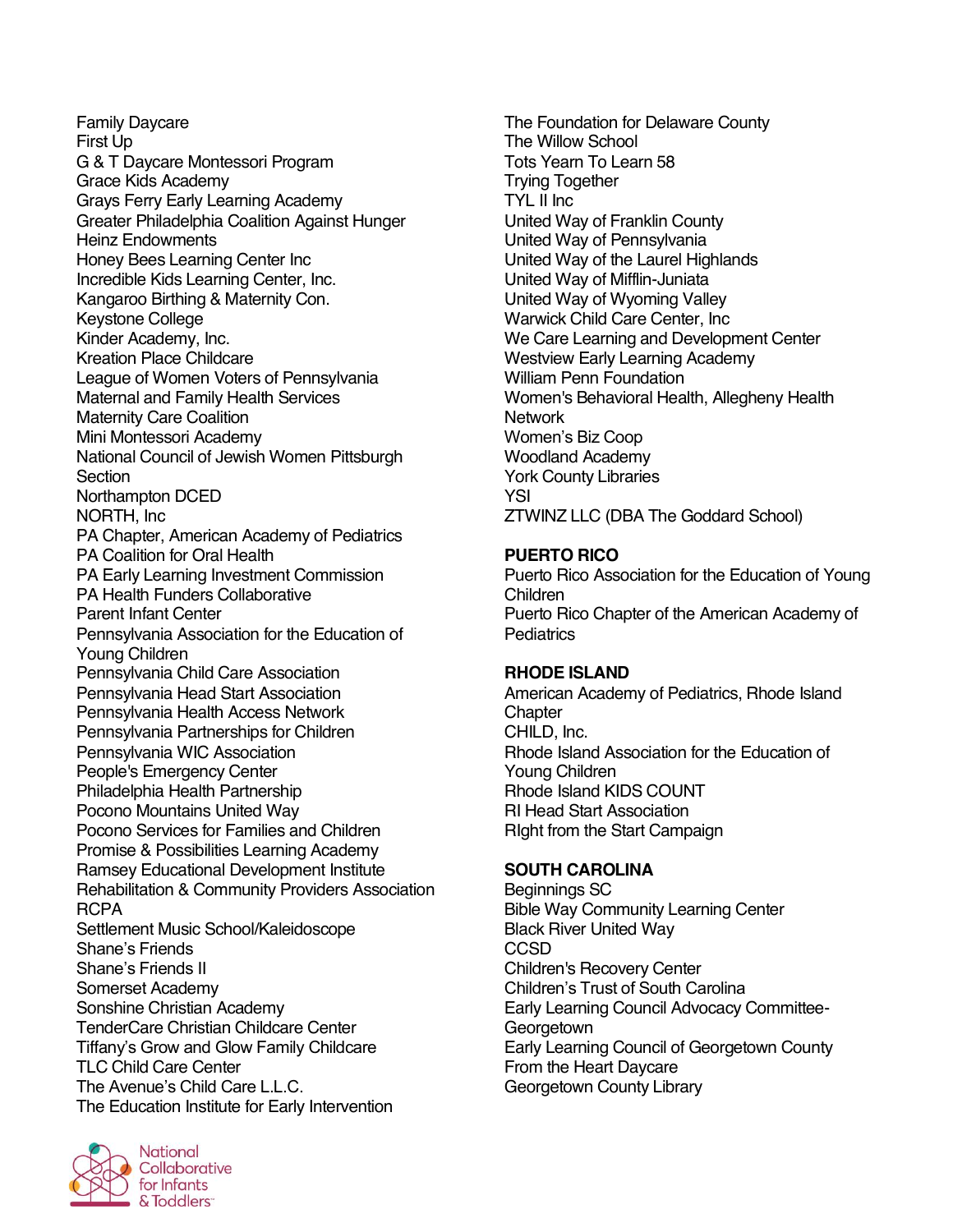Family Daycare
First Up
G & T Daycare Montessori Program
Grace Kids Academy
Grays Ferry Early Learning Academy
Greater Philadelphia Coalition Against Hunger
Heinz Endowments
Honey Bees Learning Center Inc
Incredible Kids Learning Center, Inc.
Kangaroo Birthing & Maternity Con.
Keystone College
Kinder Academy, Inc.
Kreation Place Childcare
League of Women Voters of Pennsylvania
Maternal and Family Health Services
Maternity Care Coalition
Mini Montessori Academy
National Council of Jewish Women Pittsburgh Section
Northampton DCED
NORTH, Inc
PA Chapter, American Academy of Pediatrics
PA Coalition for Oral Health
PA Early Learning Investment Commission
PA Health Funders Collaborative
Parent Infant Center
Pennsylvania Association for the Education of Young Children
Pennsylvania Child Care Association
Pennsylvania Head Start Association
Pennsylvania Health Access Network
Pennsylvania Partnerships for Children
Pennsylvania WIC Association
People's Emergency Center
Philadelphia Health Partnership
Pocono Mountains United Way
Pocono Services for Families and Children
Promise & Possibilities Learning Academy
Ramsey Educational Development Institute
Rehabilitation & Community Providers Association
RCPA
Settlement Music School/Kaleidoscope
Shane's Friends
Shane's Friends II
Somerset Academy
Sonshine Christian Academy
TenderCare Christian Childcare Center
Tiffany's Grow and Glow Family Childcare
TLC Child Care Center
The Avenue's Child Care L.L.C.
The Education Institute for Early Intervention
The Foundation for Delaware County
The Willow School
Tots Yearn To Learn 58
Trying Together
TYL II Inc
United Way of Franklin County
United Way of Pennsylvania
United Way of the Laurel Highlands
United Way of Mifflin-Juniata
United Way of Wyoming Valley
Warwick Child Care Center, Inc
We Care Learning and Development Center
Westview Early Learning Academy
William Penn Foundation
Women's Behavioral Health, Allegheny Health Network
Women's Biz Coop
Woodland Academy
York County Libraries
YSI
ZTWINZ LLC (DBA The Goddard School)

**PUERTO RICO**

Puerto Rico Association for the Education of Young Children
Puerto Rico Chapter of the American Academy of Pediatrics

**RHODE ISLAND**

American Academy of Pediatrics, Rhode Island Chapter
CHILD, Inc.
Rhode Island Association for the Education of Young Children
Rhode Island KIDS COUNT
RI Head Start Association
RIght from the Start Campaign

**SOUTH CAROLINA**

Beginnings SC
Bible Way Community Learning Center
Black River United Way
CCSD
Children's Recovery Center
Children's Trust of South Carolina
Early Learning Council Advocacy Committee-Georgetown
Early Learning Council of Georgetown County
From the Heart Daycare
Georgetown County Library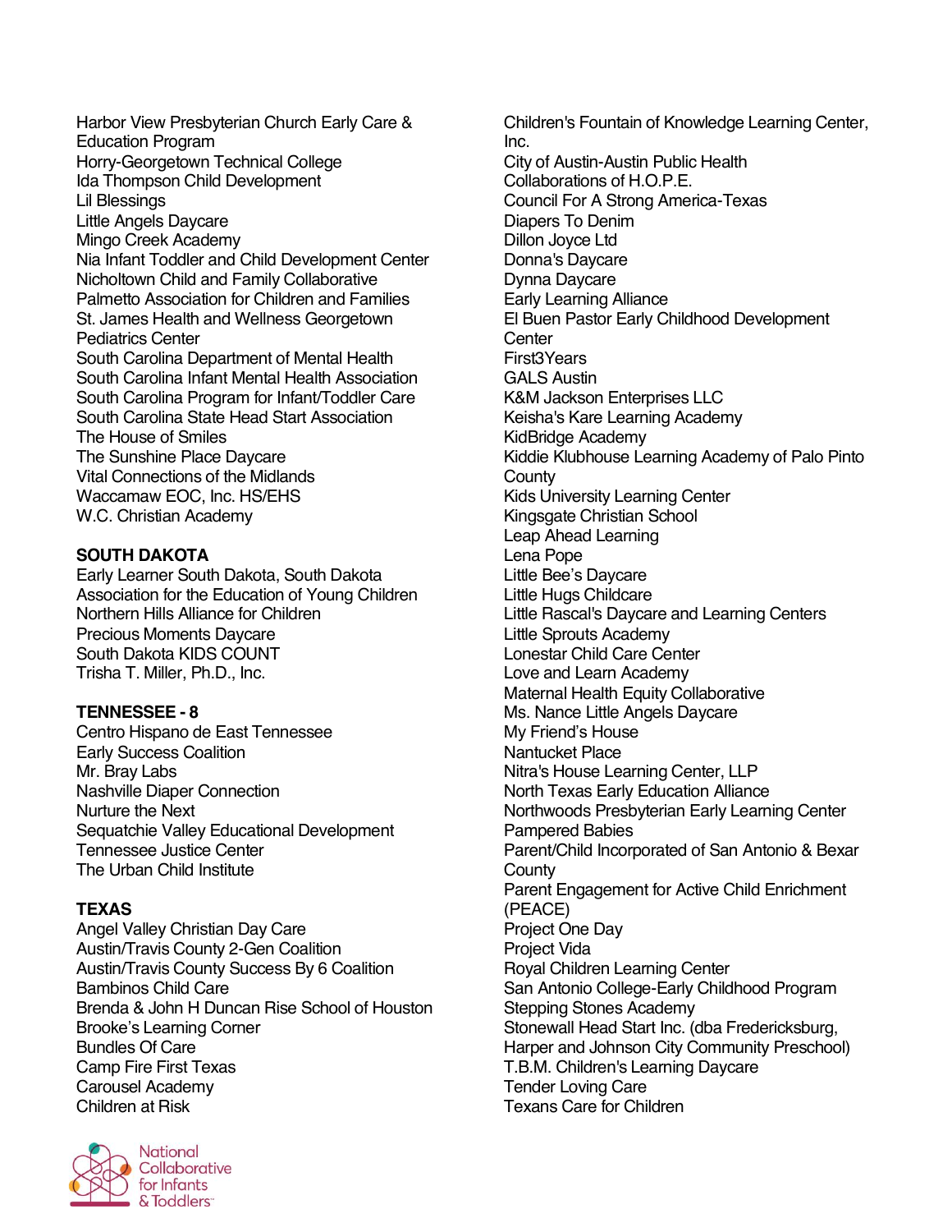Harbor View Presbyterian Church Early Care & Education Program
Horry-Georgetown Technical College
Ida Thompson Child Development
Lil Blessings
Little Angels Daycare
Mingo Creek Academy
Nia Infant Toddler and Child Development Center
Nicholtown Child and Family Collaborative
Palmetto Association for Children and Families
St. James Health and Wellness Georgetown Pediatrics Center
South Carolina Department of Mental Health
South Carolina Infant Mental Health Association
South Carolina Program for Infant/Toddler Care
South Carolina State Head Start Association
The House of Smiles
The Sunshine Place Daycare
Vital Connections of the Midlands
Waccamaw EOC, Inc. HS/EHS
W.C. Christian Academy

**SOUTH DAKOTA**

Early Learner South Dakota, South Dakota Association for the Education of Young Children
Northern Hills Alliance for Children
Precious Moments Daycare
South Dakota KIDS COUNT
Trisha T. Miller, Ph.D., Inc.

**TENNESSEE - 8**

Centro Hispano de East Tennessee
Early Success Coalition
Mr. Bray Labs
Nashville Diaper Connection
Nurture the Next
Sequatchie Valley Educational Development
Tennessee Justice Center
The Urban Child Institute

**TEXAS**

Angel Valley Christian Day Care
Austin/Travis County 2-Gen Coalition
Austin/Travis County Success By 6 Coalition
Bambinos Child Care
Brenda & John H Duncan Rise School of Houston
Brooke's Learning Corner
Bundles Of Care
Camp Fire First Texas
Carousel Academy
Children at Risk
Children's Fountain of Knowledge Learning Center, Inc.
City of Austin-Austin Public Health
Collaborations of H.O.P.E.
Council For A Strong America-Texas
Diapers To Denim
Dillon Joyce Ltd
Donna's Daycare
Dynna Daycare
Early Learning Alliance
El Buen Pastor Early Childhood Development Center
First3Years
GALS Austin
K&M Jackson Enterprises LLC
Keisha's Kare Learning Academy
KidBridge Academy
Kiddie Klubhouse Learning Academy of Palo Pinto County
Kids University Learning Center
Kingsgate Christian School
Leap Ahead Learning
Lena Pope
Little Bee's Daycare
Little Hugs Childcare
Little Rascal's Daycare and Learning Centers
Little Sprouts Academy
Lonestar Child Care Center
Love and Learn Academy
Maternal Health Equity Collaborative
Ms. Nance Little Angels Daycare
My Friend's House
Nantucket Place
Nitra's House Learning Center, LLP
North Texas Early Education Alliance
Northwoods Presbyterian Early Learning Center
Pampered Babies
Parent/Child Incorporated of San Antonio & Bexar County
Parent Engagement for Active Child Enrichment (PEACE)
Project One Day
Project Vida
Royal Children Learning Center
San Antonio College-Early Childhood Program
Stepping Stones Academy
Stonewall Head Start Inc. (dba Fredericksburg, Harper and Johnson City Community Preschool)
T.B.M. Children's Learning Daycare
Tender Loving Care
Texans Care for Children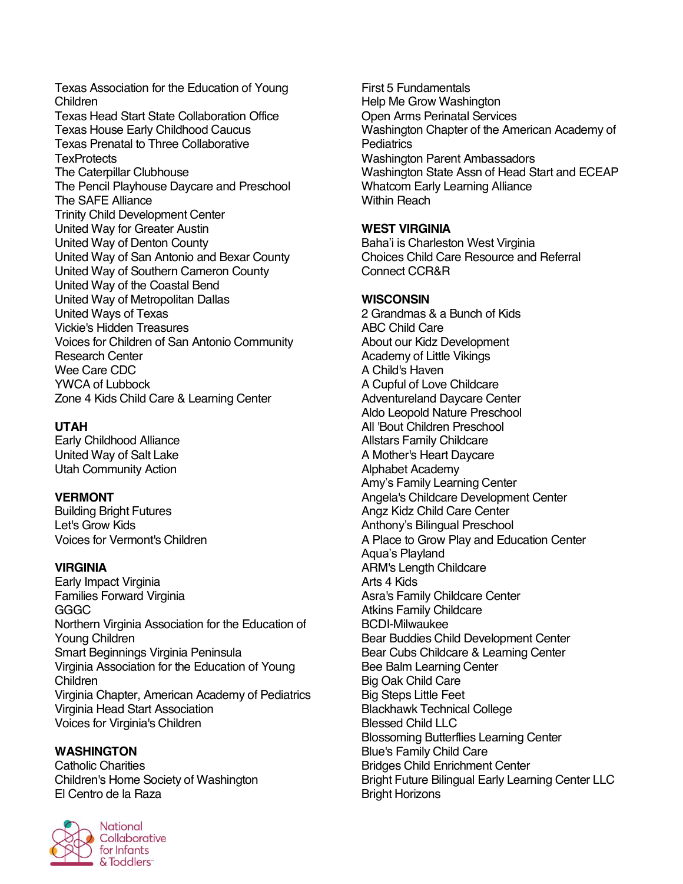Texas Association for the Education of Young Children
Texas Head Start State Collaboration Office
Texas House Early Childhood Caucus
Texas Prenatal to Three Collaborative
TexProtects
The Caterpillar Clubhouse
The Pencil Playhouse Daycare and Preschool
The SAFE Alliance
Trinity Child Development Center
United Way for Greater Austin
United Way of Denton County
United Way of San Antonio and Bexar County
United Way of Southern Cameron County
United Way of the Coastal Bend
United Way of Metropolitan Dallas
United Ways of Texas
Vickie's Hidden Treasures
Voices for Children of San Antonio Community Research Center
Wee Care CDC
YWCA of Lubbock
Zone 4 Kids Child Care & Learning Center

**UTAH**
Early Childhood Alliance
United Way of Salt Lake
Utah Community Action

**VERMONT**
Building Bright Futures
Let's Grow Kids
Voices for Vermont's Children

**VIRGINIA**
Early Impact Virginia
Families Forward Virginia
GGGC
Northern Virginia Association for the Education of Young Children
Smart Beginnings Virginia Peninsula
Virginia Association for the Education of Young Children
Virginia Chapter, American Academy of Pediatrics
Virginia Head Start Association
Voices for Virginia's Children

**WASHINGTON**
Catholic Charities
Children's Home Society of Washington
El Centro de la Raza
First 5 Fundamentals
Help Me Grow Washington
Open Arms Perinatal Services
Washington Chapter of the American Academy of Pediatrics
Washington Parent Ambassadors
Washington State Assn of Head Start and ECEAP
Whatcom Early Learning Alliance
Within Reach

**WEST VIRGINIA**
Baha'i is Charleston West Virginia
Choices Child Care Resource and Referral
Connect CCR&R

**WISCONSIN**
2 Grandmas & a Bunch of Kids
ABC Child Care
About our Kidz Development
Academy of Little Vikings
A Child's Haven
A Cupful of Love Childcare
Adventureland Daycare Center
Aldo Leopold Nature Preschool
All 'Bout Children Preschool
Allstars Family Childcare
A Mother's Heart Daycare
Alphabet Academy
Amy's Family Learning Center
Angela's Childcare Development Center
Angz Kidz Child Care Center
Anthony's Bilingual Preschool
A Place to Grow Play and Education Center
Aqua's Playland
ARM's Length Childcare
Arts 4 Kids
Asra's Family Childcare Center
Atkins Family Childcare
BCDI-Milwaukee
Bear Buddies Child Development Center
Bear Cubs Childcare & Learning Center
Bee Balm Learning Center
Big Oak Child Care
Big Steps Little Feet
Blackhawk Technical College
Blessed Child LLC
Blossoming Butterflies Learning Center
Blue's Family Child Care
Bridges Child Enrichment Center
Bright Future Bilingual Early Learning Center LLC
Bright Horizons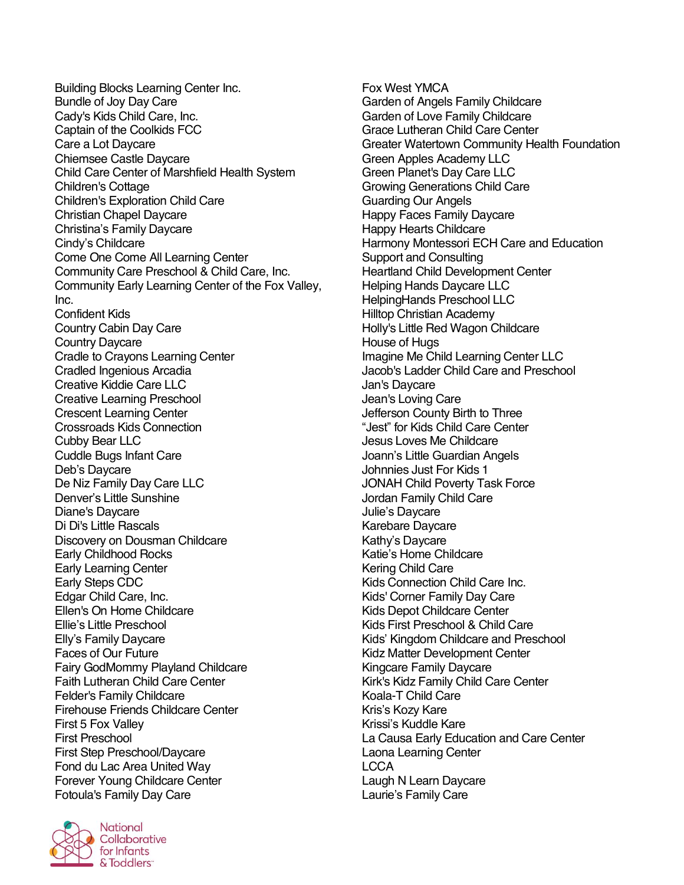Building Blocks Learning Center Inc.
Bundle of Joy Day Care
Cady's Kids Child Care, Inc.
Captain of the Coolkids FCC
Care a Lot Daycare
Chiemsee Castle Daycare
Child Care Center of Marshfield Health System
Children's Cottage
Children's Exploration Child Care
Christian Chapel Daycare
Christina's Family Daycare
Cindy's Childcare
Come One Come All Learning Center
Community Care Preschool & Child Care, Inc.
Community Early Learning Center of the Fox Valley, Inc.
Confident Kids
Country Cabin Day Care
Country Daycare
Cradle to Crayons Learning Center
Cradled Ingenious Arcadia
Creative Kiddie Care LLC
Creative Learning Preschool
Crescent Learning Center
Crossroads Kids Connection
Cubby Bear LLC
Cuddle Bugs Infant Care
Deb's Daycare
De Niz Family Day Care LLC
Denver's Little Sunshine
Diane's Daycare
Di Di's Little Rascals
Discovery on Dousman Childcare
Early Childhood Rocks
Early Learning Center
Early Steps CDC
Edgar Child Care, Inc.
Ellen's On Home Childcare
Ellie's Little Preschool
Elly's Family Daycare
Faces of Our Future
Fairy GodMommy Playland Childcare
Faith Lutheran Child Care Center
Felder's Family Childcare
Firehouse Friends Childcare Center
First 5 Fox Valley
First Preschool
First Step Preschool/Daycare
Fond du Lac Area United Way
Forever Young Childcare Center
Fotoula's Family Day Care
Fox West YMCA
Garden of Angels Family Childcare
Garden of Love Family Childcare
Grace Lutheran Child Care Center
Greater Watertown Community Health Foundation
Green Apples Academy LLC
Green Planet's Day Care LLC
Growing Generations Child Care
Guarding Our Angels
Happy Faces Family Daycare
Happy Hearts Childcare
Harmony Montessori ECH Care and Education Support and Consulting
Heartland Child Development Center
Helping Hands Daycare LLC
HelpingHands Preschool LLC
Hilltop Christian Academy
Holly's Little Red Wagon Childcare
House of Hugs
Imagine Me Child Learning Center LLC
Jacob's Ladder Child Care and Preschool
Jan's Daycare
Jean's Loving Care
Jefferson County Birth to Three
"Jest" for Kids Child Care Center
Jesus Loves Me Childcare
Joann's Little Guardian Angels
Johnnies Just For Kids 1
JONAH Child Poverty Task Force
Jordan Family Child Care
Julie's Daycare
Karebare Daycare
Kathy's Daycare
Katie's Home Childcare
Kering Child Care
Kids Connection Child Care Inc.
Kids' Corner Family Day Care
Kids Depot Childcare Center
Kids First Preschool & Child Care
Kids' Kingdom Childcare and Preschool
Kidz Matter Development Center
Kingcare Family Daycare
Kirk's Kidz Family Child Care Center
Koala-T Child Care
Kris's Kozy Kare
Krissi's Kuddle Kare
La Causa Early Education and Care Center
Laona Learning Center
LCCA
Laugh N Learn Daycare
Laurie's Family Care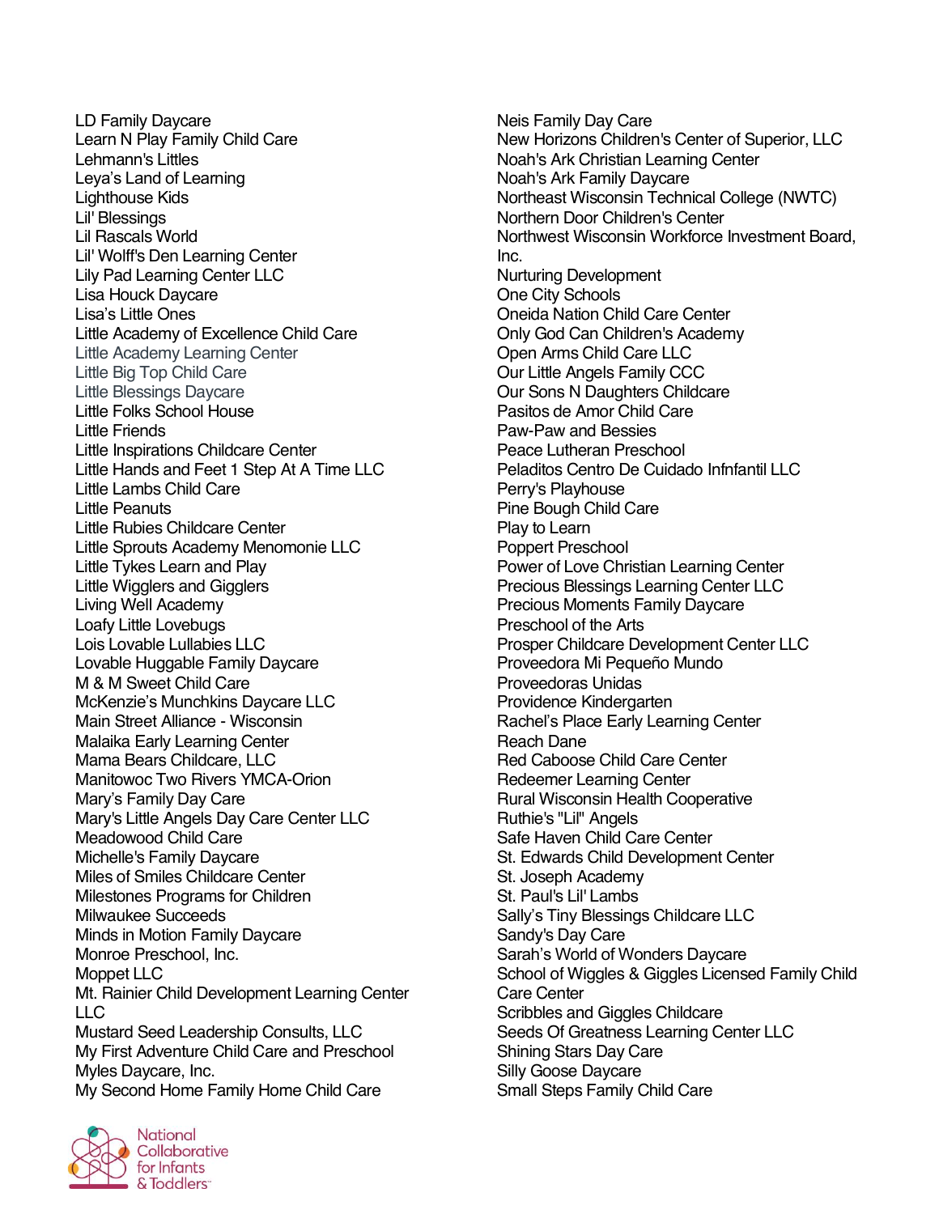LD Family Daycare
Learn N Play Family Child Care
Lehmann's Littles
Leya's Land of Learning
Lighthouse Kids
Lil' Blessings
Lil Rascals World
Lil' Wolff's Den Learning Center
Lily Pad Learning Center LLC
Lisa Houck Daycare
Lisa's Little Ones
Little Academy of Excellence Child Care
Little Academy Learning Center
Little Big Top Child Care
Little Blessings Daycare
Little Folks School House
Little Friends
Little Inspirations Childcare Center
Little Hands and Feet 1 Step At A Time LLC
Little Lambs Child Care
Little Peanuts
Little Rubies Childcare Center
Little Sprouts Academy Menomonie LLC
Little Tykes Learn and Play
Little Wigglers and Giggler s
Living Well Academy
Loafy Little Lovebugs
Lois Lovable Lullabies LLC
Lovable Huggable Family Daycare
M & M Sweet Child Care
McKenzie's Munchkins Daycare LLC
Main Street Alliance - Wisconsin
Malaika Early Learning Center
Mama Bears Childcare, LLC
Manitowoc Two Rivers YMCA-Orion
Mary's Family Day Care
Mary's Little Angels Day Care Center LLC
Meadowood Child Care
Michelle's Family Daycare
Miles of Smiles Childcare Center
Milestones Programs for Children
Milwaukee Succeeds
Minds in Motion Family Daycare
Monroe Preschool, Inc.
Moppet LLC
Mt. Rainier Child Development Learning Center LLC
Mustard Seed Leadership Consults, LLC
My First Adventure Child Care and Preschool
Myles Daycare, Inc.
My Second Home Family Home Child Care
Neis Family Day Care
New Horizons Children's Center of Superior, LLC
Noah's Ark Christian Learning Center
Noah's Ark Family Daycare
Northeast Wisconsin Technical College (NWTC)
Northern Door Children's Center
Northwest Wisconsin Workforce Investment Board, Inc.
Nurturing Development
One City Schools
Oneida Nation Child Care Center
Only God Can Children's Academy
Open Arms Child Care LLC
Our Little Angels Family CCC
Our Sons N Daughters Childcare
Pasitos de Amor Child Care
Paw-Paw and Bessies
Peace Lutheran Preschool
Peladitos Centro De Cuidado Infnfantil LLC
Perry's Playhouse
Pine Bough Child Care
Play to Learn
Poppert Preschool
Power of Love Christian Learning Center
Precious Blessings Learning Center LLC
Precious Moments Family Daycare
Preschool of the Arts
Prosper Childcare Development Center LLC
Proveedora Mi Pequeño Mundo
Proveedoras Unidas
Providence Kindergarten
Rachel's Place Early Learning Center
Reach Dane
Red Caboose Child Care Center
Redeemer Learning Center
Rural Wisconsin Health Cooperative
Ruthie's "Lil" Angels
Safe Haven Child Care Center
St. Edwards Child Development Center
St. Joseph Academy
St. Paul's Lil' Lambs
Sally's Tiny Blessings Childcare LLC
Sandy's Day Care
Sarah's World of Wonders Daycare
School of Wiggles & Giggles Licensed Family Child Care Center
Scribbles and Giggles Childcare
Seeds Of Greatness Learning Center LLC
Shining Stars Day Care
Silly Goose Daycare
Small Steps Family Child Care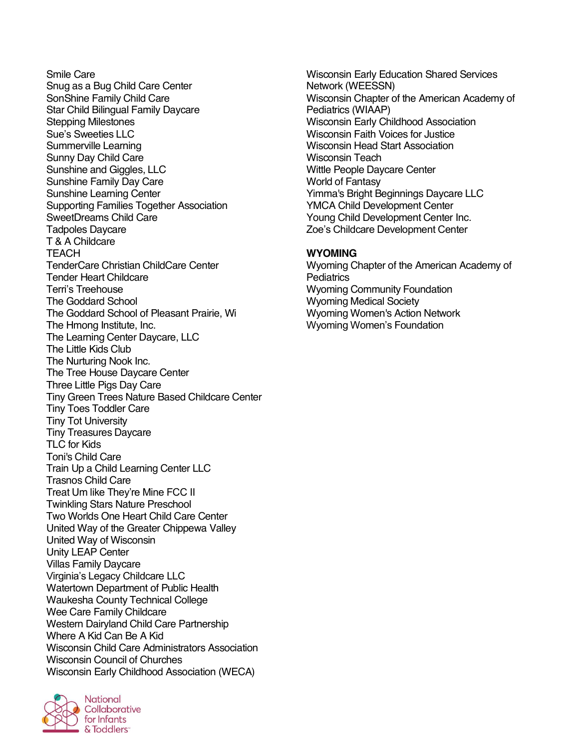Smile Care
Snug as a Bug Child Care Center
SonShine Family Child Care
Star Child Bilingual Family Daycare
Stepping Milestones
Sue's Sweeties LLC
Summerville Learning
Sunny Day Child Care
Sunshine and Giggles, LLC
Sunshine Family Day Care
Sunshine Learning Center
Supporting Families Together Association
SweetDreams Child Care
Tadpoles Daycare
T & A Childcare
TEACH
TenderCare Christian ChildCare Center
Tender Heart Childcare
Terri's Treehouse
The Goddard School
The Goddard School of Pleasant Prairie, Wi
The Hmong Institute, Inc.
The Learning Center Daycare, LLC
The Little Kids Club
The Nurturing Nook Inc.
The Tree House Daycare Center
Three Little Pigs Day Care
Tiny Green Trees Nature Based Childcare Center
Tiny Toes Toddler Care
Tiny Tot University
Tiny Treasures Daycare
TLC for Kids
Toni's Child Care
Train Up a Child Learning Center LLC
Trasnos Child Care
Treat Um like They're Mine FCC II
Twinkling Stars Nature Preschool
Two Worlds One Heart Child Care Center
United Way of the Greater Chippewa Valley
United Way of Wisconsin
Unity LEAP Center
Villas Family Daycare
Virginia's Legacy Childcare LLC
Watertown Department of Public Health
Waukesha County Technical College
Wee Care Family Childcare
Western Dairyland Child Care Partnership
Where A Kid Can Be A Kid
Wisconsin Child Care Administrators Association
Wisconsin Council of Churches
Wisconsin Early Childhood Association (WECA)
Wisconsin Early Education Shared Services Network (WEESSN)
Wisconsin Chapter of the American Academy of Pediatrics (WIAAP)
Wisconsin Early Childhood Association
Wisconsin Faith Voices for Justice
Wisconsin Head Start Association
Wisconsin Teach
Wittle People Daycare Center
World of Fantasy
Yimma's Bright Beginnings Daycare LLC
YMCA Child Development Center
Young Child Development Center Inc.
Zoe's Childcare Development Center

**WYOMING**

Wyoming Chapter of the American Academy of Pediatrics
Wyoming Community Foundation
Wyoming Medical Society
Wyoming Women's Action Network
Wyoming Women's Foundation